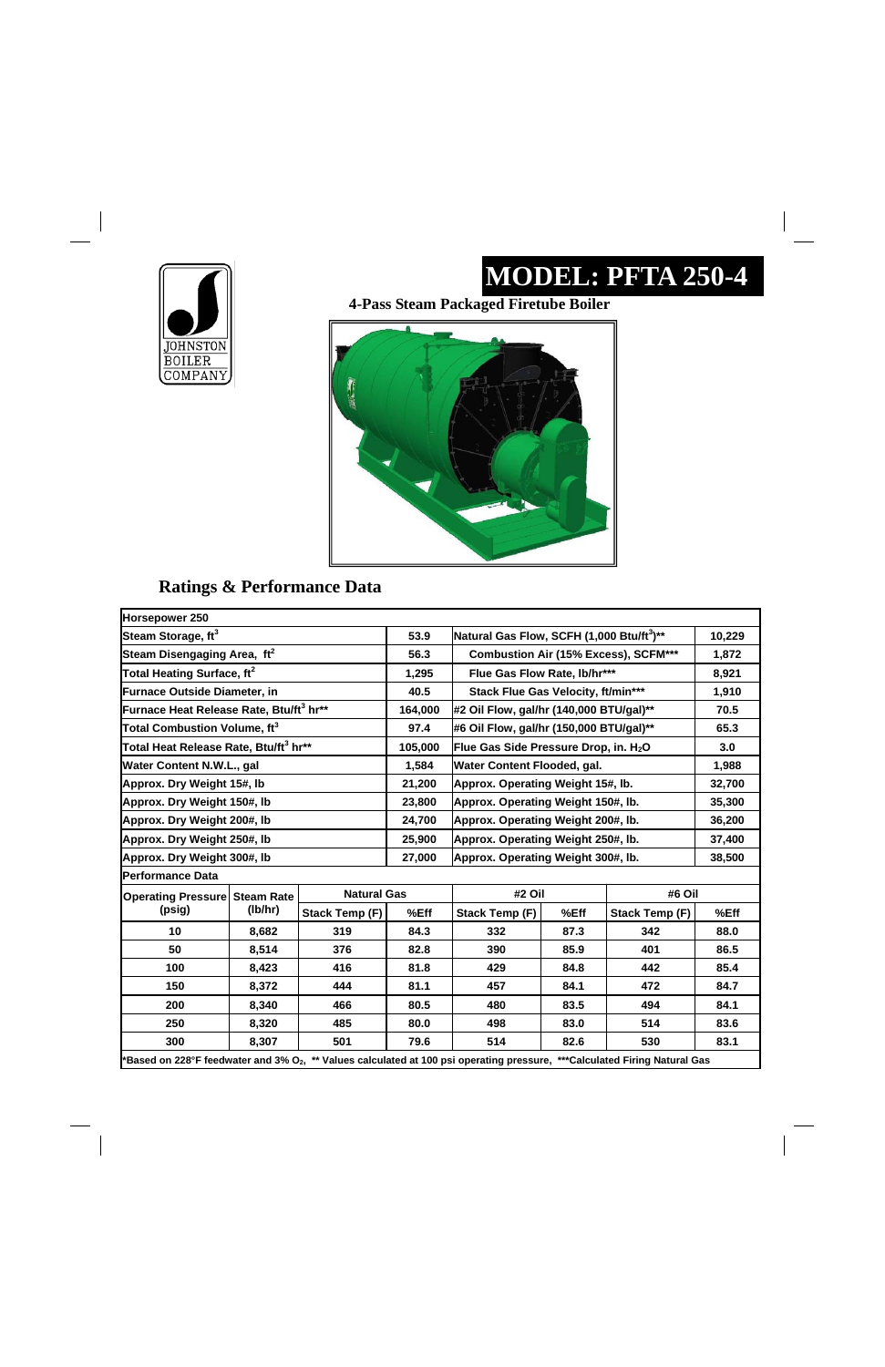JOHNSTON BOILER COMPANY

# MODEL: PFTA 250-4

**4-Pass Steam Packaged Firetube Boiler**

## Ratings & Performance Data

| Horsepower 250 | | | |
|---|---|---|---|
| Steam Storage, $ft^3$ | 53.9 | Natural Gas Flow, SCFH (1,000 $Btu/ft^3$)** | 10,229 |
| Steam Disengaging Area, $ft^2$ | 56.3 | Combustion Air (15% Excess), SCFM*** | 1,872 |
| Total Heating Surface, $ft^2$ | 1,295 | Flue Gas Flow Rate, lb/hr*** | 8,921 |
| Furnace Outside Diameter, in | 40.5 | Stack Flue Gas Velocity, ft/min*** | 1,910 |
| Furnace Heat Release Rate, $Btu/ft^3$ hr** | 164,000 | #2 Oil Flow, gal/hr (140,000 BTU/gal)** | 70.5 |
| Total Combustion Volume, $ft^3$ | 97.4 | #6 Oil Flow, gal/hr (150,000 BTU/gal)** | 65.3 |
| Total Heat Release Rate, $Btu/ft^3$ hr** | 105,000 | Flue Gas Side Pressure Drop, in. $H_2O$ | 3.0 |
| Water Content N.W.L., gal | 1,584 | Water Content Flooded, gal. | 1,988 |
| Approx. Dry Weight 15#, lb | 21,200 | Approx. Operating Weight 15#, lb. | 32,700 |
| Approx. Dry Weight 150#, lb | 23,800 | Approx. Operating Weight 150#, lb. | 35,300 |
| Approx. Dry Weight 200#, lb | 24,700 | Approx. Operating Weight 200#, lb. | 36,200 |
| Approx. Dry Weight 250#, lb | 25,900 | Approx. Operating Weight 250#, lb. | 37,400 |
| Approx. Dry Weight 300#, lb | 27,000 | Approx. Operating Weight 300#, lb. | 38,500 |

**Performance Data**

| Operating Pressure (psig) | Steam Rate (lb/hr) | Natural Gas | | #2 Oil | | #6 Oil | |
|---|---|---|---|---|---|---|---|
| | | Stack Temp (F) | %Eff | Stack Temp (F) | %Eff | Stack Temp (F) | %Eff |
| 10 | 8,682 | 319 | 84.3 | 332 | 87.3 | 342 | 88.0 |
| 50 | 8,514 | 376 | 82.8 | 390 | 85.9 | 401 | 86.5 |
| 100 | 8,423 | 416 | 81.8 | 429 | 84.8 | 442 | 85.4 |
| 150 | 8,372 | 444 | 81.1 | 457 | 84.1 | 472 | 84.7 |
| 200 | 8,340 | 466 | 80.5 | 480 | 83.5 | 494 | 84.1 |
| 250 | 8,320 | 485 | 80.0 | 498 | 83.0 | 514 | 83.6 |
| 300 | 8,307 | 501 | 79.6 | 514 | 82.6 | 530 | 83.1 |

*Based on 228°F feedwater and 3% $O_2$, ** Values calculated at 100 psi operating pressure, ***Calculated Firing Natural Gas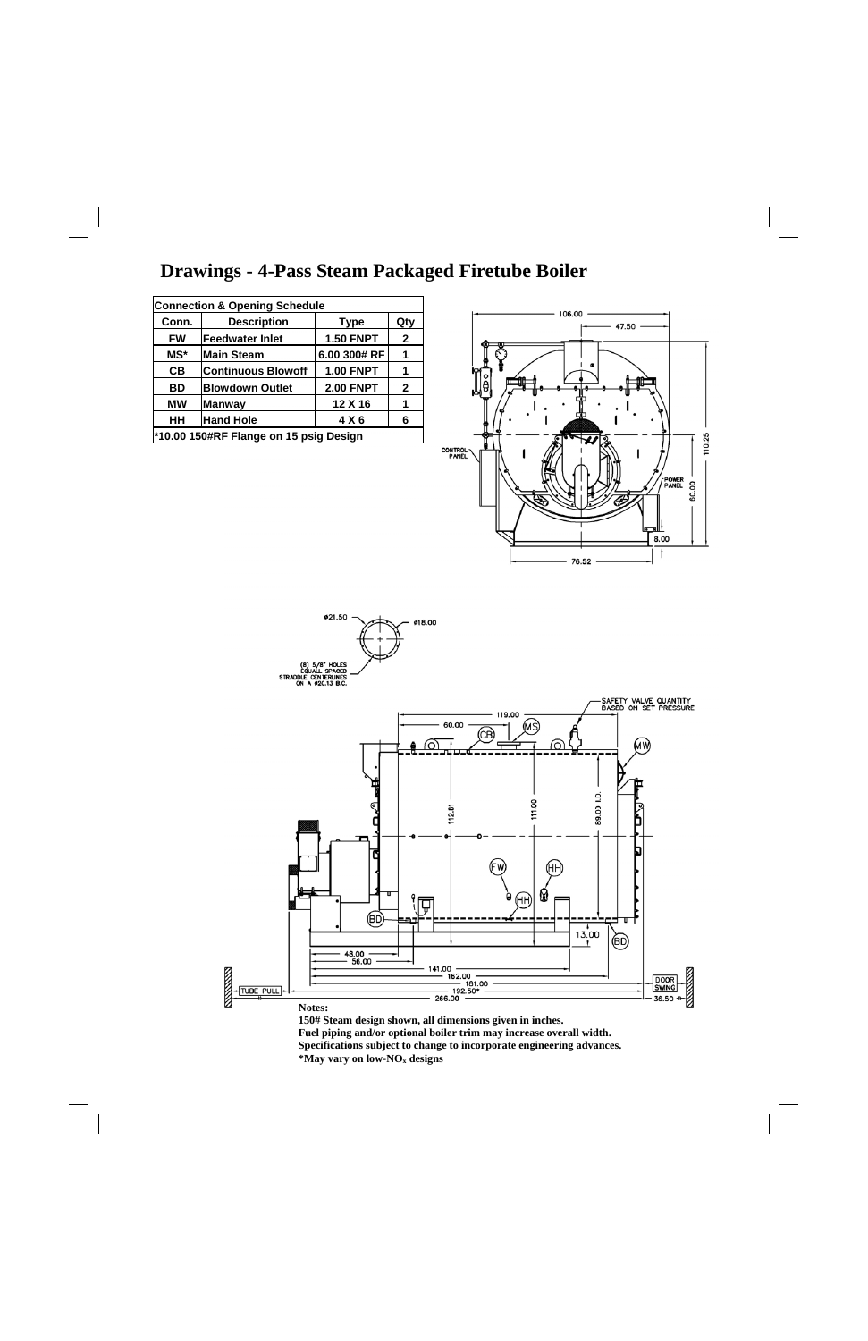# Drawings - 4-Pass Steam Packaged Firetube Boiler

| Connection & Opening Schedule | | | |
|---|---|---|---|
| **Conn.** | **Description** | **Type** | **Qty** |
| FW | Feedwater Inlet | 1.50 FNPT | 2 |
| MS* | Main Steam | 6.00 300# RF | 1 |
| CB | Continuous Blowoff | 1.00 FNPT | 1 |
| BD | Blowdown Outlet | 2.00 FNPT | 2 |
| MW | Manway | 12 X 16 | 1 |
| HH | Hand Hole | 4 X 6 | 6 |
| *10.00 150#RF Flange on 15 psig Design | | | |

**Notes:**

**150# Steam design shown, all dimensions given in inches.**
**Fuel piping and/or optional boiler trim may increase overall width.**
**Specifications subject to change to incorporate engineering advances.**
**\*May vary on low-$NO_x$ designs**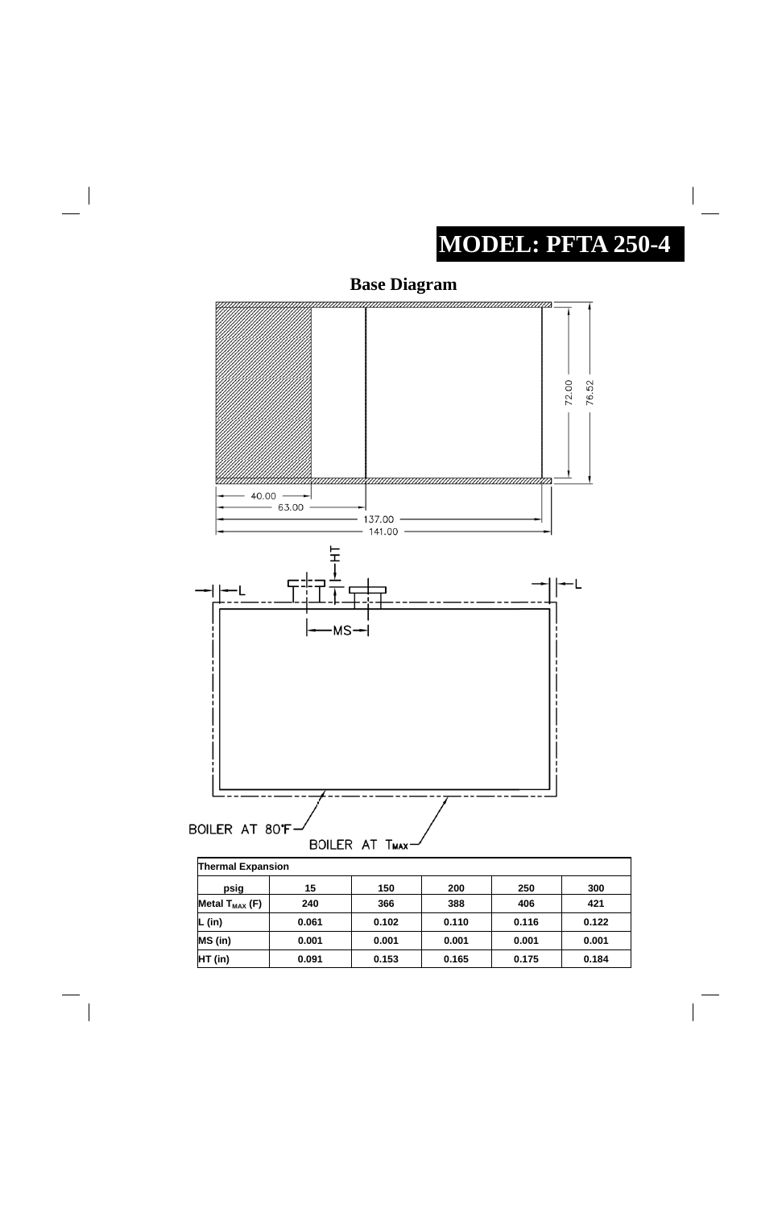# MODEL: PFTA 250-4

## Base Diagram

72.00

76.52

40.00

63.00

137.00

141.00

HT

L

L

MS

BOILER AT 80°F

BOILER AT $T_{MAX}$

| Thermal Expansion | | | | | |
|---|---|---|---|---|---|
| psig | 15 | 150 | 200 | 250 | 300 |
| Metal $T_{MAX}$ (F) | 240 | 366 | 388 | 406 | 421 |
| L (in) | 0.061 | 0.102 | 0.110 | 0.116 | 0.122 |
| MS (in) | 0.001 | 0.001 | 0.001 | 0.001 | 0.001 |
| HT (in) | 0.091 | 0.153 | 0.165 | 0.175 | 0.184 |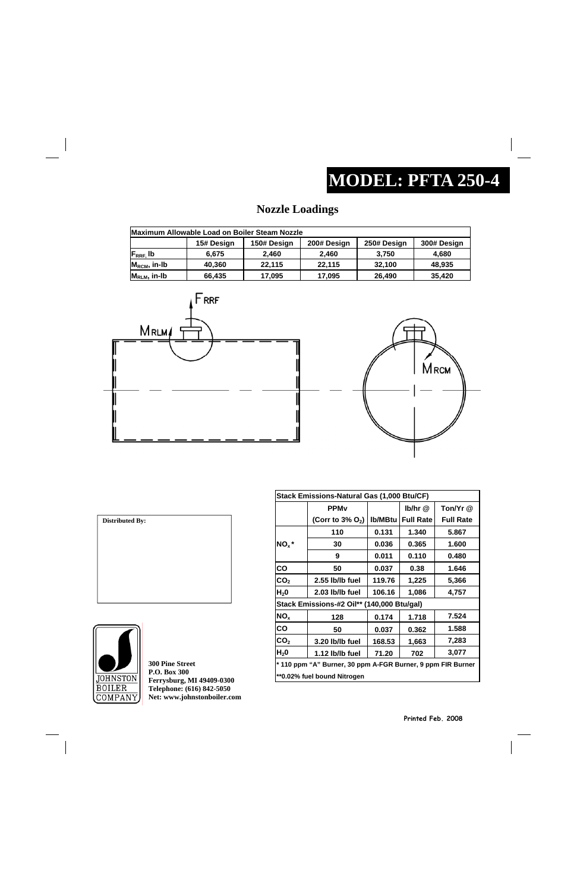# MODEL: PFTA 250-4

## Nozzle Loadings

| Maximum Allowable Load on Boiler Steam Nozzle | | | | | |
|---|---|---|---|---|---|
| | 15# Design | 150# Design | 200# Design | 250# Design | 300# Design |
| $F_{RRF}$, lb | 6,675 | 2,460 | 2,460 | 3,750 | 4,680 |
| $M_{RCM}$, in-lb | 40,360 | 22,115 | 22,115 | 32,100 | 48,935 |
| $M_{RLM}$, in-lb | 66,435 | 17,095 | 17,095 | 26,490 | 35,420 |

$F_{RRF}$

$M_{RLM}$

$M_{RCM}$

| Stack Emissions-Natural Gas (1,000 Btu/CF) | | | | |
|---|---|---|---|---|
| | PPMv (Corr to 3% $O_2$) | lb/MBtu | lb/hr @ Full Rate | Ton/Yr @ Full Rate |
| $NO_x$ * | 110 | 0.131 | 1.340 | 5.867 |
| | 30 | 0.036 | 0.365 | 1.600 |
| | 9 | 0.011 | 0.110 | 0.480 |
| CO | 50 | 0.037 | 0.38 | 1.646 |
| $CO_2$ | 2.55 lb/lb fuel | 119.76 | 1,225 | 5,366 |
| $H_2O$ | 2.03 lb/lb fuel | 106.16 | 1,086 | 4,757 |
| **Stack Emissions-#2 Oil** (140,000 Btu/gal)** | | | | |
| $NO_x$ | 128 | 0.174 | 1.718 | 7.524 |
| CO | 50 | 0.037 | 0.362 | 1.588 |
| $CO_2$ | 3.20 lb/lb fuel | 168.53 | 1,663 | 7,283 |
| $H_2O$ | 1.12 lb/lb fuel | 71.20 | 702 | 3,077 |

* 110 ppm "A" Burner, 30 ppm A-FGR Burner, 9 ppm FIR Burner

**0.02% fuel bound Nitrogen

**Distributed By:**

JOHNSTON BOILER COMPANY

**300 Pine Street**
**P.O. Box 300**
**Ferrysburg, MI 49409-0300**
**Telephone: (616) 842-5050**
**Net: www.johnstonboiler.com**

Printed Feb. 2008